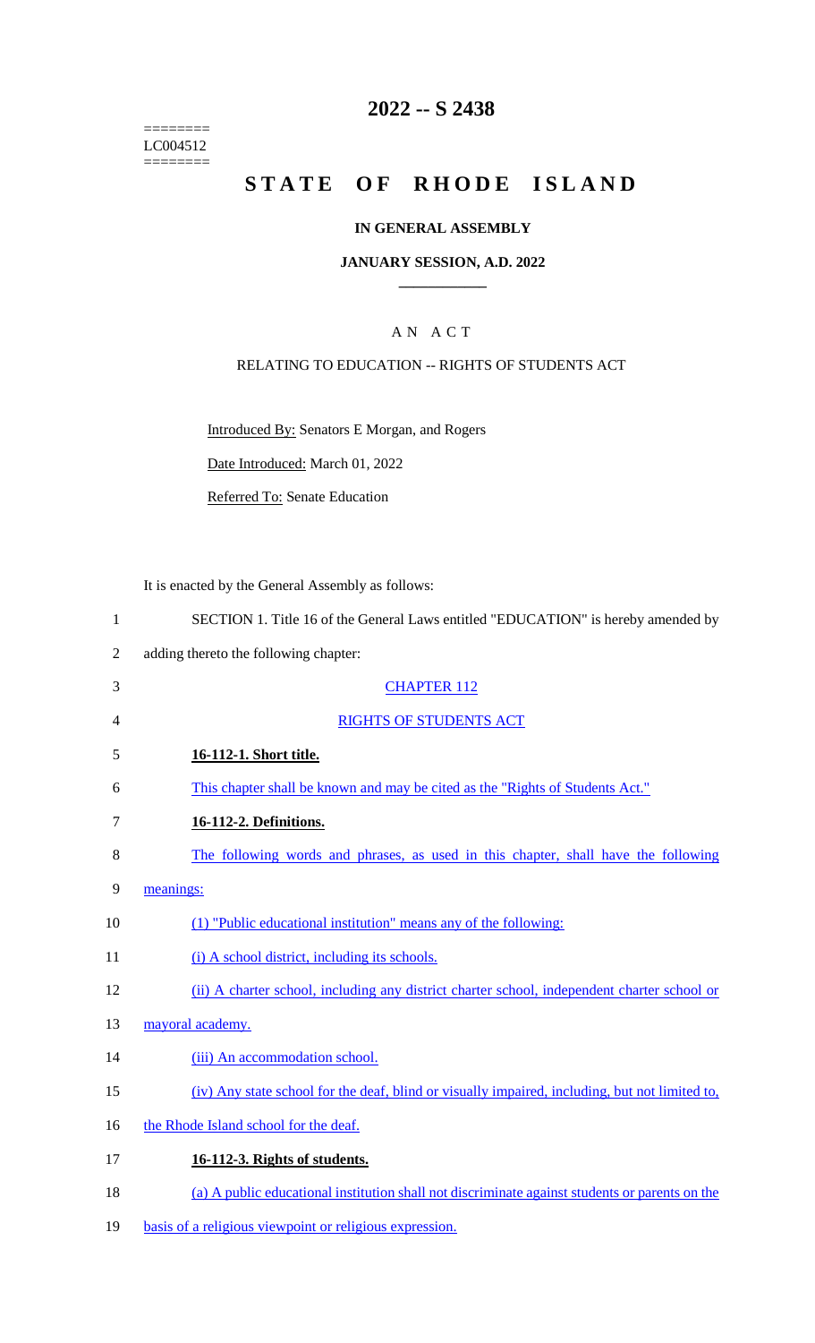========
LC004512
========

# 2022 -- S 2438

# STATE OF RHODE ISLAND

**IN GENERAL ASSEMBLY**

**JANUARY SESSION, A.D. 2022**

A N A C T

RELATING TO EDUCATION -- RIGHTS OF STUDENTS ACT

Introduced By: Senators E Morgan, and Rogers

Date Introduced: March 01, 2022

Referred To: Senate Education

It is enacted by the General Assembly as follows:

1 SECTION 1. Title 16 of the General Laws entitled "EDUCATION" is hereby amended by
2 adding thereto the following chapter:

3 CHAPTER 112

4 RIGHTS OF STUDENTS ACT

5 **16-112-1. Short title.**

6 This chapter shall be known and may be cited as the "Rights of Students Act."

7 **16-112-2. Definitions.**

8 The following words and phrases, as used in this chapter, shall have the following
9 meanings:

10 (1) "Public educational institution" means any of the following:

11 (i) A school district, including its schools.

12 (ii) A charter school, including any district charter school, independent charter school or
13 mayoral academy.

14 (iii) An accommodation school.

15 (iv) Any state school for the deaf, blind or visually impaired, including, but not limited to,
16 the Rhode Island school for the deaf.

17 **16-112-3. Rights of students.**

18 (a) A public educational institution shall not discriminate against students or parents on the
19 basis of a religious viewpoint or religious expression.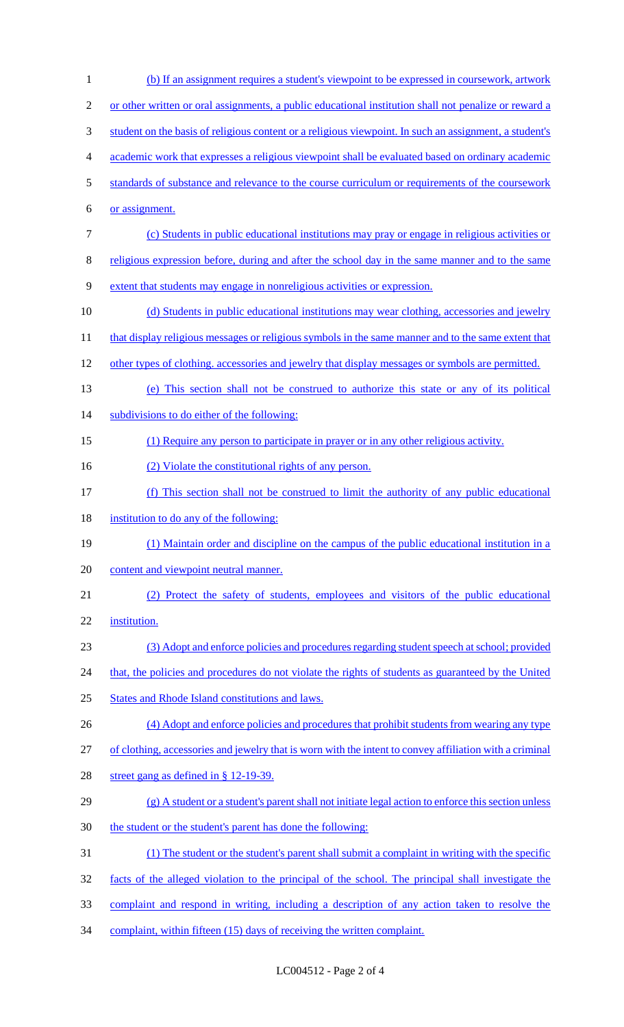(b) If an assignment requires a student's viewpoint to be expressed in coursework, artwork or other written or oral assignments, a public educational institution shall not penalize or reward a student on the basis of religious content or a religious viewpoint. In such an assignment, a student's academic work that expresses a religious viewpoint shall be evaluated based on ordinary academic standards of substance and relevance to the course curriculum or requirements of the coursework or assignment.

(c) Students in public educational institutions may pray or engage in religious activities or religious expression before, during and after the school day in the same manner and to the same extent that students may engage in nonreligious activities or expression.

(d) Students in public educational institutions may wear clothing, accessories and jewelry that display religious messages or religious symbols in the same manner and to the same extent that other types of clothing. accessories and jewelry that display messages or symbols are permitted.

(e) This section shall not be construed to authorize this state or any of its political subdivisions to do either of the following:

(1) Require any person to participate in prayer or in any other religious activity.

(2) Violate the constitutional rights of any person.

(f) This section shall not be construed to limit the authority of any public educational institution to do any of the following:

(1) Maintain order and discipline on the campus of the public educational institution in a content and viewpoint neutral manner.

(2) Protect the safety of students, employees and visitors of the public educational institution.

(3) Adopt and enforce policies and procedures regarding student speech at school; provided that, the policies and procedures do not violate the rights of students as guaranteed by the United States and Rhode Island constitutions and laws.

(4) Adopt and enforce policies and procedures that prohibit students from wearing any type of clothing, accessories and jewelry that is worn with the intent to convey affiliation with a criminal street gang as defined in § 12-19-39.

(g) A student or a student's parent shall not initiate legal action to enforce this section unless the student or the student's parent has done the following:

(1) The student or the student's parent shall submit a complaint in writing with the specific facts of the alleged violation to the principal of the school. The principal shall investigate the complaint and respond in writing, including a description of any action taken to resolve the complaint, within fifteen (15) days of receiving the written complaint.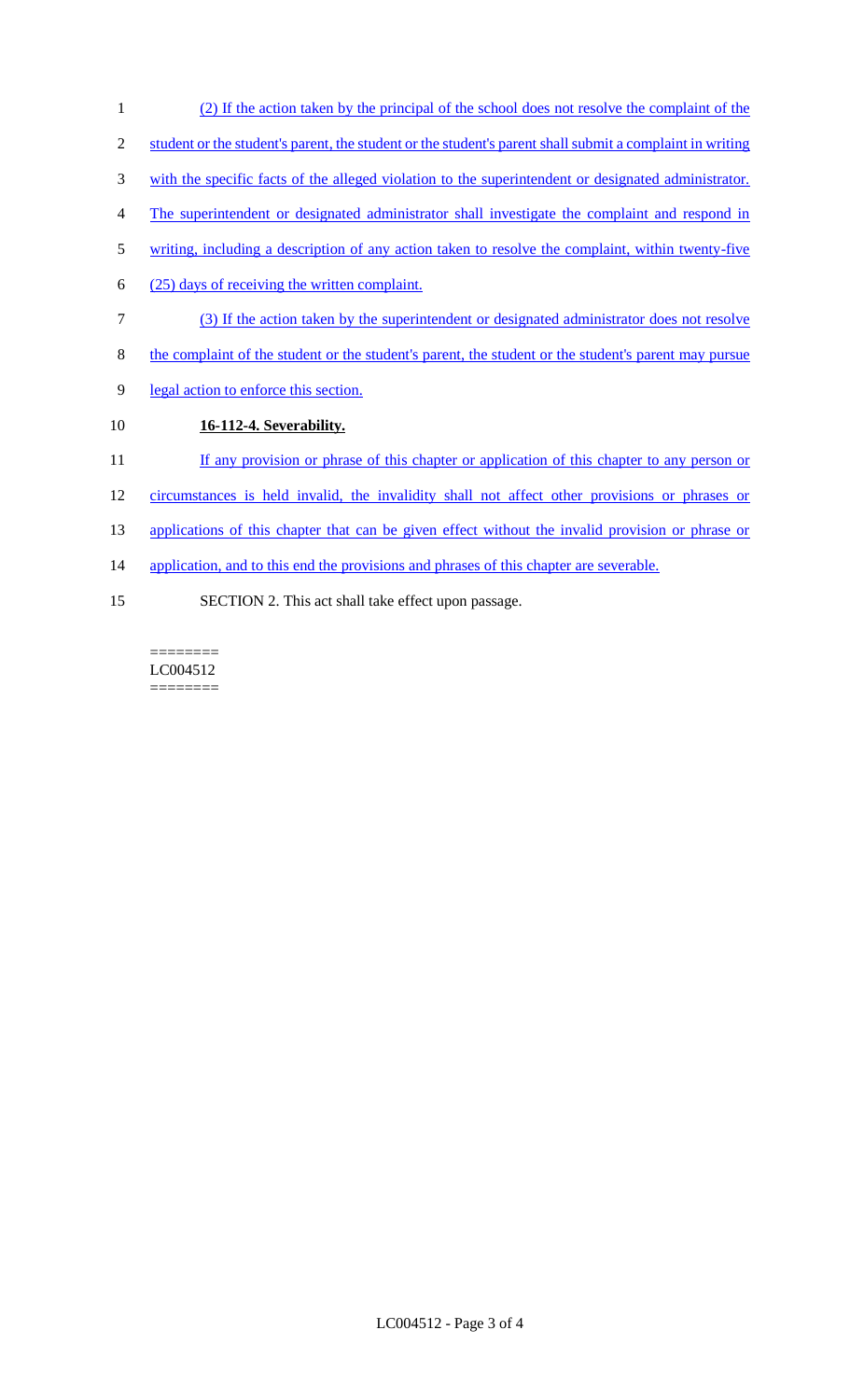(2) If the action taken by the principal of the school does not resolve the complaint of the student or the student's parent, the student or the student's parent shall submit a complaint in writing with the specific facts of the alleged violation to the superintendent or designated administrator. The superintendent or designated administrator shall investigate the complaint and respond in writing, including a description of any action taken to resolve the complaint, within twenty-five (25) days of receiving the written complaint.

(3) If the action taken by the superintendent or designated administrator does not resolve the complaint of the student or the student's parent, the student or the student's parent may pursue legal action to enforce this section.

**16-112-4. Severability.**

If any provision or phrase of this chapter or application of this chapter to any person or circumstances is held invalid, the invalidity shall not affect other provisions or phrases or applications of this chapter that can be given effect without the invalid provision or phrase or application, and to this end the provisions and phrases of this chapter are severable.

SECTION 2. This act shall take effect upon passage.

========
LC004512
========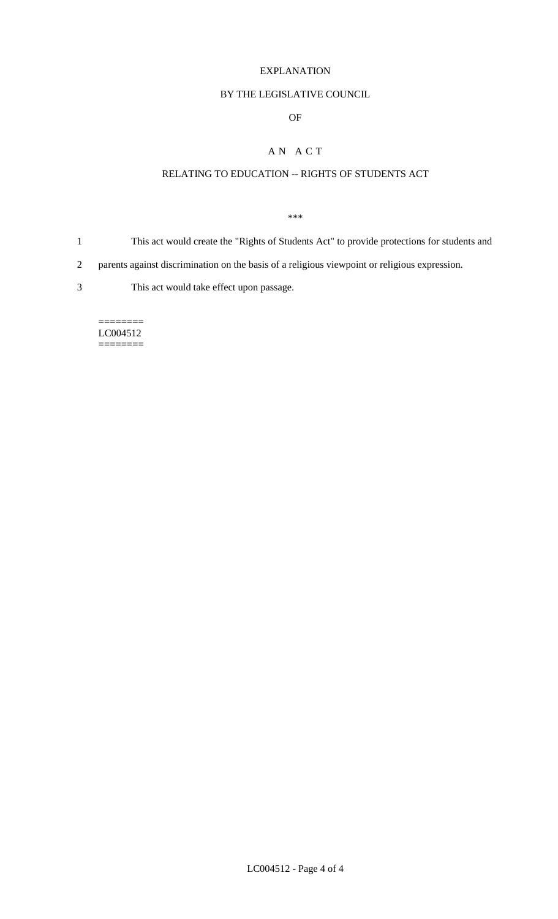EXPLANATION

BY THE LEGISLATIVE COUNCIL

OF

A N A C T

RELATING TO EDUCATION -- RIGHTS OF STUDENTS ACT

***

1 This act would create the "Rights of Students Act" to provide protections for students and
2 parents against discrimination on the basis of a religious viewpoint or religious expression.
3 This act would take effect upon passage.

========
LC004512
========